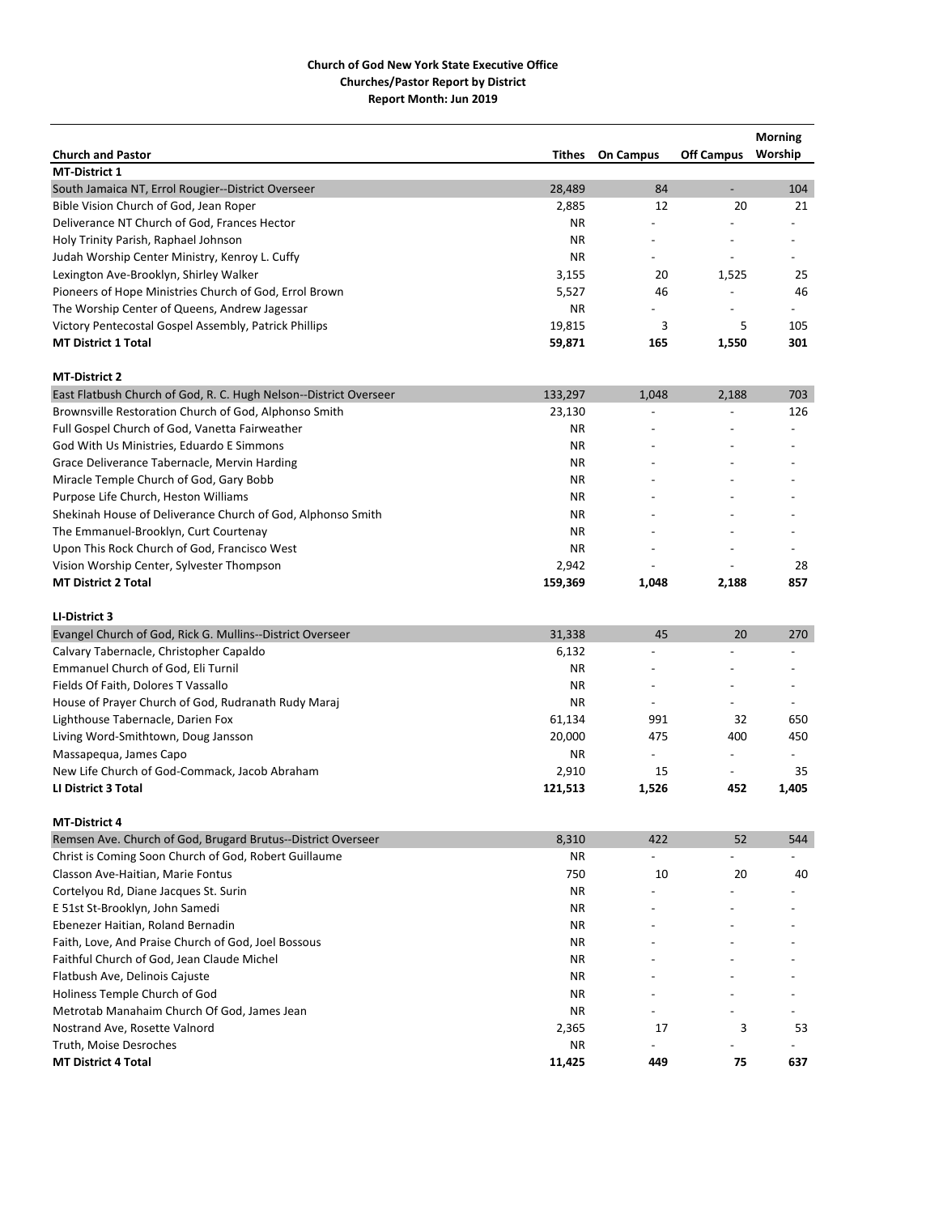**Church of God New York State Executive Office**
**Churches/Pastor Report by District**
**Report Month: Jun 2019**

| Church and Pastor | Tithes | On Campus | Off Campus | Morning Worship |
|---|---|---|---|---|
| **MT-District 1** | | | | |
| South Jamaica NT, Errol Rougier--District Overseer | 28,489 | 84 | - | 104 |
| Bible Vision Church of God, Jean Roper | 2,885 | 12 | 20 | 21 |
| Deliverance NT Church of God, Frances Hector | NR | - | - | - |
| Holy Trinity Parish, Raphael Johnson | NR | - | - | - |
| Judah Worship Center Ministry, Kenroy L. Cuffy | NR | - | - | - |
| Lexington Ave-Brooklyn, Shirley Walker | 3,155 | 20 | 1,525 | 25 |
| Pioneers of Hope Ministries Church of God, Errol Brown | 5,527 | 46 | - | 46 |
| The Worship Center of Queens, Andrew Jagessar | NR | - | - | - |
| Victory Pentecostal Gospel Assembly, Patrick Phillips | 19,815 | 3 | 5 | 105 |
| **MT District 1 Total** | **59,871** | **165** | **1,550** | **301** |
| **MT-District 2** | | | | |
| East Flatbush Church of God, R. C. Hugh Nelson--District Overseer | 133,297 | 1,048 | 2,188 | 703 |
| Brownsville Restoration Church of God, Alphonso Smith | 23,130 | - | - | 126 |
| Full Gospel Church of God, Vanetta Fairweather | NR | - | - | - |
| God With Us Ministries, Eduardo E Simmons | NR | - | - | - |
| Grace Deliverance Tabernacle, Mervin Harding | NR | - | - | - |
| Miracle Temple Church of God, Gary Bobb | NR | - | - | - |
| Purpose Life Church, Heston Williams | NR | - | - | - |
| Shekinah House of Deliverance Church of God, Alphonso Smith | NR | - | - | - |
| The Emmanuel-Brooklyn, Curt Courtenay | NR | - | - | - |
| Upon This Rock Church of God, Francisco West | NR | - | - | - |
| Vision Worship Center, Sylvester Thompson | 2,942 | - | - | 28 |
| **MT District 2 Total** | **159,369** | **1,048** | **2,188** | **857** |
| **LI-District 3** | | | | |
| Evangel Church of God, Rick G. Mullins--District Overseer | 31,338 | 45 | 20 | 270 |
| Calvary Tabernacle, Christopher Capaldo | 6,132 | - | - | - |
| Emmanuel Church of God, Eli Turnil | NR | - | - | - |
| Fields Of Faith, Dolores T Vassallo | NR | - | - | - |
| House of Prayer Church of God, Rudranath Rudy Maraj | NR | - | - | - |
| Lighthouse Tabernacle, Darien Fox | 61,134 | 991 | 32 | 650 |
| Living Word-Smithtown, Doug Jansson | 20,000 | 475 | 400 | 450 |
| Massapequa, James Capo | NR | - | - | - |
| New Life Church of God-Commack, Jacob Abraham | 2,910 | 15 | - | 35 |
| **LI District 3 Total** | **121,513** | **1,526** | **452** | **1,405** |
| **MT-District 4** | | | | |
| Remsen Ave. Church of God, Brugard Brutus--District Overseer | 8,310 | 422 | 52 | 544 |
| Christ is Coming Soon Church of God, Robert Guillaume | NR | - | - | - |
| Classon Ave-Haitian, Marie Fontus | 750 | 10 | 20 | 40 |
| Cortelyou Rd, Diane Jacques St. Surin | NR | - | - | - |
| E 51st St-Brooklyn, John Samedi | NR | - | - | - |
| Ebenezer Haitian, Roland Bernadin | NR | - | - | - |
| Faith, Love, And Praise Church of God, Joel Bossous | NR | - | - | - |
| Faithful Church of God, Jean Claude Michel | NR | - | - | - |
| Flatbush Ave, Delinois Cajuste | NR | - | - | - |
| Holiness Temple Church of God | NR | - | - | - |
| Metrotab Manahaim Church Of God, James Jean | NR | - | - | - |
| Nostrand Ave, Rosette Valnord | 2,365 | 17 | 3 | 53 |
| Truth, Moise Desroches | NR | - | - | - |
| **MT District 4 Total** | **11,425** | **449** | **75** | **637** |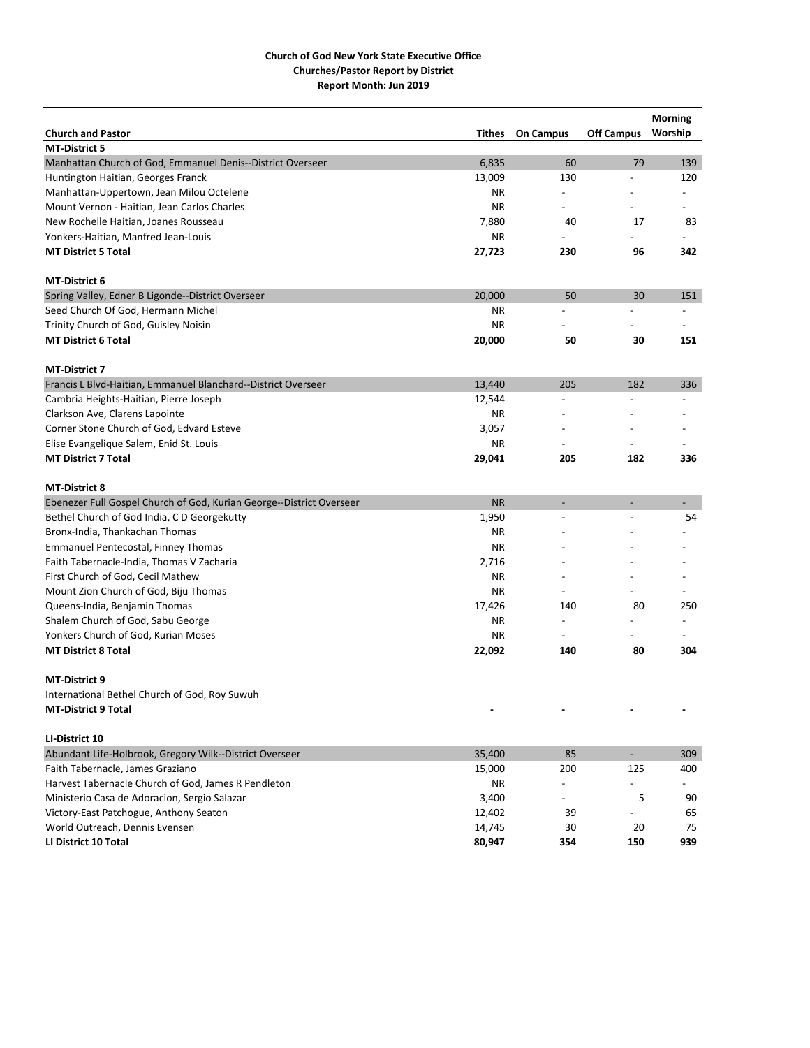**Church of God New York State Executive Office**
**Churches/Pastor Report by District**
**Report Month: Jun 2019**

| Church and Pastor | Tithes | On Campus | Off Campus | Morning Worship |
|---|---|---|---|---|
| **MT-District 5** | | | | |
| Manhattan Church of God, Emmanuel Denis--District Overseer | 6,835 | 60 | 79 | 139 |
| Huntington Haitian, Georges Franck | 13,009 | 130 | - | 120 |
| Manhattan-Uppertown, Jean Milou Octelene | NR | - | - | - |
| Mount Vernon - Haitian, Jean Carlos Charles | NR | - | - | - |
| New Rochelle Haitian, Joanes Rousseau | 7,880 | 40 | 17 | 83 |
| Yonkers-Haitian, Manfred Jean-Louis | NR | - | - | - |
| **MT District 5 Total** | **27,723** | **230** | **96** | **342** |
| | | | | |
| **MT-District 6** | | | | |
| Spring Valley, Edner B Ligonde--District Overseer | 20,000 | 50 | 30 | 151 |
| Seed Church Of God, Hermann Michel | NR | - | - | - |
| Trinity Church of God, Guisley Noisin | NR | - | - | - |
| **MT District 6 Total** | **20,000** | **50** | **30** | **151** |
| | | | | |
| **MT-District 7** | | | | |
| Francis L Blvd-Haitian, Emmanuel Blanchard--District Overseer | 13,440 | 205 | 182 | 336 |
| Cambria Heights-Haitian, Pierre Joseph | 12,544 | - | - | - |
| Clarkson Ave, Clarens Lapointe | NR | - | - | - |
| Corner Stone Church of God, Edvard Esteve | 3,057 | - | - | - |
| Elise Evangelique Salem, Enid St. Louis | NR | - | - | - |
| **MT District 7 Total** | **29,041** | **205** | **182** | **336** |
| | | | | |
| **MT-District 8** | | | | |
| Ebenezer Full Gospel Church of God, Kurian George--District Overseer | NR | - | - | - |
| Bethel Church of God India, C D Georgekutty | 1,950 | - | - | 54 |
| Bronx-India, Thankachan Thomas | NR | - | - | - |
| Emmanuel Pentecostal, Finney Thomas | NR | - | - | - |
| Faith Tabernacle-India, Thomas V Zacharia | 2,716 | - | - | - |
| First Church of God, Cecil Mathew | NR | - | - | - |
| Mount Zion Church of God, Biju Thomas | NR | - | - | - |
| Queens-India, Benjamin Thomas | 17,426 | 140 | 80 | 250 |
| Shalem Church of God, Sabu George | NR | - | - | - |
| Yonkers Church of God, Kurian Moses | NR | - | - | - |
| **MT District 8 Total** | **22,092** | **140** | **80** | **304** |
| | | | | |
| **MT-District 9** | | | | |
| International Bethel Church of God, Roy Suwuh | | | | |
| **MT-District 9 Total** | **-** | **-** | **-** | **-** |
| | | | | |
| **LI-District 10** | | | | |
| Abundant Life-Holbrook, Gregory Wilk--District Overseer | 35,400 | 85 | - | 309 |
| Faith Tabernacle, James Graziano | 15,000 | 200 | 125 | 400 |
| Harvest Tabernacle Church of God, James R Pendleton | NR | - | - | - |
| Ministerio Casa de Adoracion, Sergio Salazar | 3,400 | - | 5 | 90 |
| Victory-East Patchogue, Anthony Seaton | 12,402 | 39 | - | 65 |
| World Outreach, Dennis Evensen | 14,745 | 30 | 20 | 75 |
| **LI District 10 Total** | **80,947** | **354** | **150** | **939** |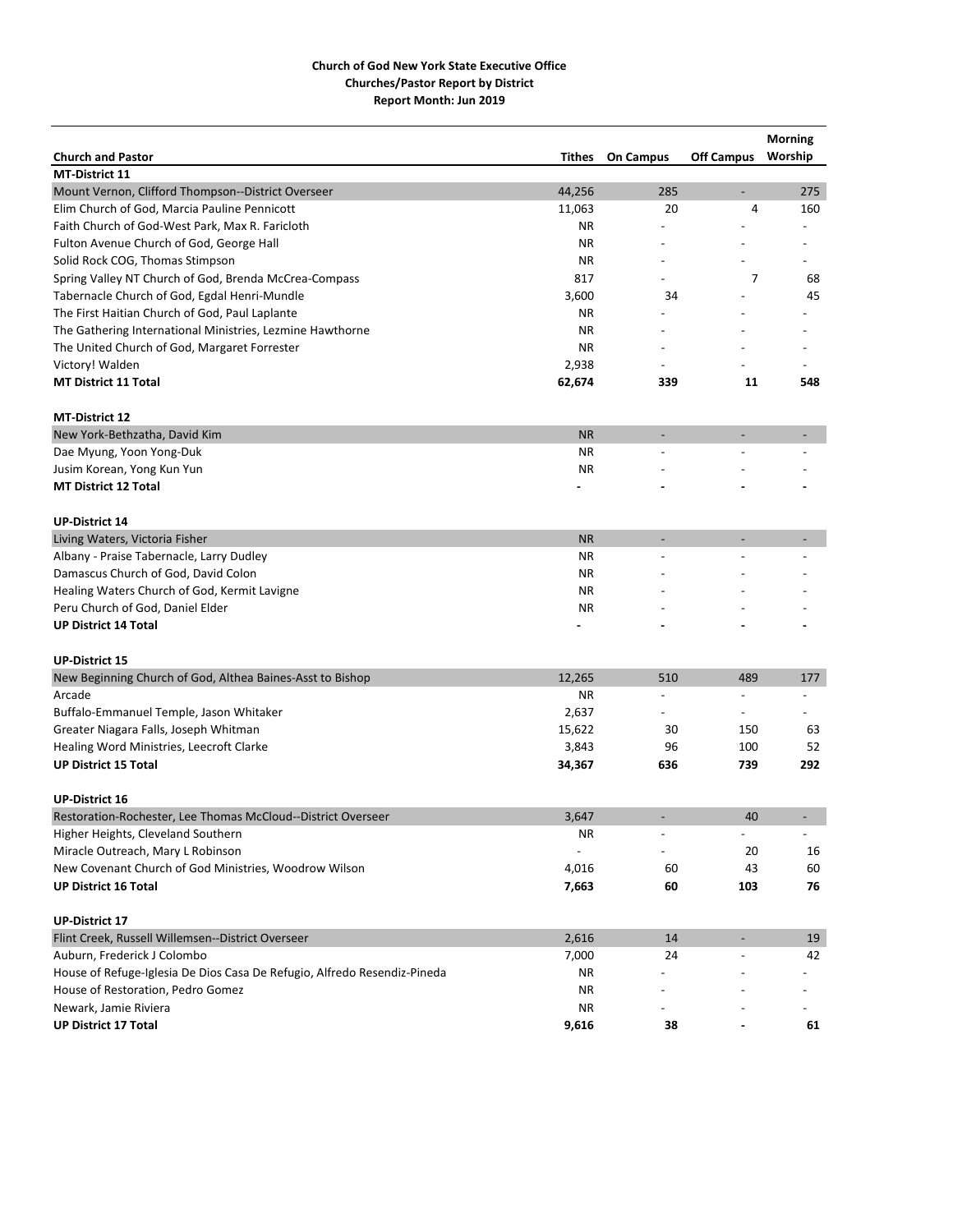**Church of God New York State Executive Office**
**Churches/Pastor Report by District**
**Report Month: Jun 2019**

| Church and Pastor | Tithes | On Campus | Off Campus | Morning Worship |
|---|---|---|---|---|
| **MT-District 11** | | | | |
| Mount Vernon, Clifford Thompson--District Overseer | 44,256 | 285 | - | 275 |
| Elim Church of God, Marcia Pauline Pennicott | 11,063 | 20 | 4 | 160 |
| Faith Church of God-West Park, Max R. Faricloth | NR | - | - | - |
| Fulton Avenue Church of God, George Hall | NR | - | - | - |
| Solid Rock COG, Thomas Stimpson | NR | - | - | - |
| Spring Valley NT Church of God, Brenda McCrea-Compass | 817 | - | 7 | 68 |
| Tabernacle Church of God, Egdal Henri-Mundle | 3,600 | 34 | - | 45 |
| The First Haitian Church of God, Paul Laplante | NR | - | - | - |
| The Gathering International Ministries, Lezmine Hawthorne | NR | - | - | - |
| The United Church of God, Margaret Forrester | NR | - | - | - |
| Victory! Walden | 2,938 | - | - | - |
| **MT District 11 Total** | **62,674** | **339** | **11** | **548** |
| **MT-District 12** | | | | |
| New York-Bethzatha, David Kim | NR | - | - | - |
| Dae Myung, Yoon Yong-Duk | NR | - | - | - |
| Jusim Korean, Yong Kun Yun | NR | - | - | - |
| **MT District 12 Total** | **-** | **-** | **-** | **-** |
| **UP-District 14** | | | | |
| Living Waters, Victoria Fisher | NR | - | - | - |
| Albany - Praise Tabernacle, Larry Dudley | NR | - | - | - |
| Damascus Church of God, David Colon | NR | - | - | - |
| Healing Waters Church of God, Kermit Lavigne | NR | - | - | - |
| Peru Church of God, Daniel Elder | NR | - | - | - |
| **UP District 14 Total** | **-** | **-** | **-** | **-** |
| **UP-District 15** | | | | |
| New Beginning Church of God, Althea Baines-Asst to Bishop | 12,265 | 510 | 489 | 177 |
| Arcade | NR | - | - | - |
| Buffalo-Emmanuel Temple, Jason Whitaker | 2,637 | - | - | - |
| Greater Niagara Falls, Joseph Whitman | 15,622 | 30 | 150 | 63 |
| Healing Word Ministries, Leecroft Clarke | 3,843 | 96 | 100 | 52 |
| **UP District 15 Total** | **34,367** | **636** | **739** | **292** |
| **UP-District 16** | | | | |
| Restoration-Rochester, Lee Thomas McCloud--District Overseer | 3,647 | - | 40 | - |
| Higher Heights, Cleveland Southern | NR | - | - | - |
| Miracle Outreach, Mary L Robinson | - | - | 20 | 16 |
| New Covenant Church of God Ministries, Woodrow Wilson | 4,016 | 60 | 43 | 60 |
| **UP District 16 Total** | **7,663** | **60** | **103** | **76** |
| **UP-District 17** | | | | |
| Flint Creek, Russell Willemsen--District Overseer | 2,616 | 14 | - | 19 |
| Auburn, Frederick J Colombo | 7,000 | 24 | - | 42 |
| House of Refuge-Iglesia De Dios Casa De Refugio, Alfredo Resendiz-Pineda | NR | - | - | - |
| House of Restoration, Pedro Gomez | NR | - | - | - |
| Newark, Jamie Riviera | NR | - | - | - |
| **UP District 17 Total** | **9,616** | **38** | **-** | **61** |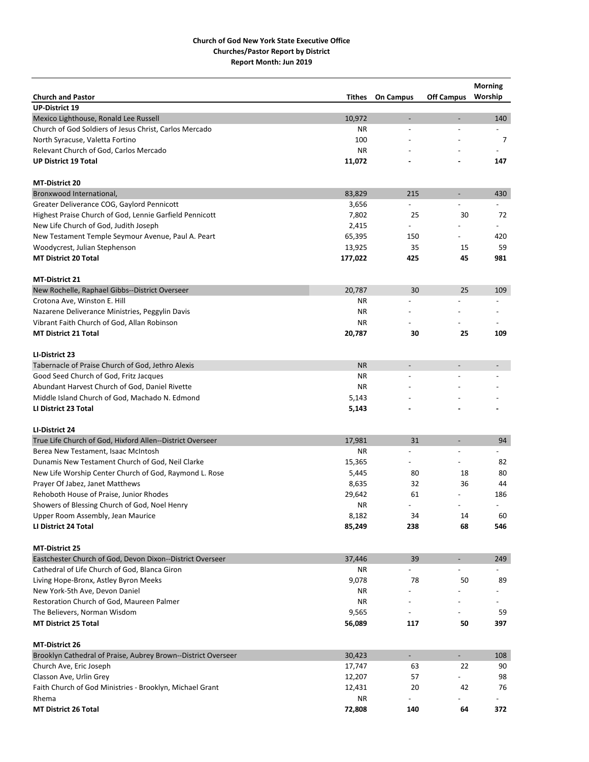**Church of God New York State Executive Office**
**Churches/Pastor Report by District**
**Report Month: Jun 2019**

| Church and Pastor | Tithes | On Campus | Off Campus | Morning Worship |
|---|---|---|---|---|
| **UP-District 19** | | | | |
| Mexico Lighthouse, Ronald Lee Russell | 10,972 | - | - | 140 |
| Church of God Soldiers of Jesus Christ, Carlos Mercado | NR | - | - | - |
| North Syracuse, Valetta Fortino | 100 | - | - | 7 |
| Relevant Church of God, Carlos Mercado | NR | - | - | - |
| **UP District 19 Total** | **11,072** | **-** | **-** | **147** |
| | | | | |
| **MT-District 20** | | | | |
| Bronxwood International, | 83,829 | 215 | - | 430 |
| Greater Deliverance COG, Gaylord Pennicott | 3,656 | - | - | - |
| Highest Praise Church of God, Lennie Garfield Pennicott | 7,802 | 25 | 30 | 72 |
| New Life Church of God, Judith Joseph | 2,415 | - | - | - |
| New Testament Temple Seymour Avenue, Paul A. Peart | 65,395 | 150 | - | 420 |
| Woodycrest, Julian Stephenson | 13,925 | 35 | 15 | 59 |
| **MT District 20 Total** | **177,022** | **425** | **45** | **981** |
| | | | | |
| **MT-District 21** | | | | |
| New Rochelle, Raphael Gibbs--District Overseer | 20,787 | 30 | 25 | 109 |
| Crotona Ave, Winston E. Hill | NR | - | - | - |
| Nazarene Deliverance Ministries, Peggylin Davis | NR | - | - | - |
| Vibrant Faith Church of God, Allan Robinson | NR | - | - | - |
| **MT District 21 Total** | **20,787** | **30** | **25** | **109** |
| | | | | |
| **LI-District 23** | | | | |
| Tabernacle of Praise Church of God, Jethro Alexis | NR | - | - | - |
| Good Seed Church of God, Fritz Jacques | NR | - | - | - |
| Abundant Harvest Church of God, Daniel Rivette | NR | - | - | - |
| Middle Island Church of God, Machado N. Edmond | 5,143 | - | - | - |
| **LI District 23 Total** | **5,143** | **-** | **-** | **-** |
| | | | | |
| **LI-District 24** | | | | |
| True Life Church of God, Hixford Allen--District Overseer | 17,981 | 31 | - | 94 |
| Berea New Testament, Isaac McIntosh | NR | - | - | - |
| Dunamis New Testament Church of God, Neil Clarke | 15,365 | - | - | 82 |
| New Life Worship Center Church of God, Raymond L. Rose | 5,445 | 80 | 18 | 80 |
| Prayer Of Jabez, Janet Matthews | 8,635 | 32 | 36 | 44 |
| Rehoboth House of Praise, Junior Rhodes | 29,642 | 61 | - | 186 |
| Showers of Blessing Church of God, Noel Henry | NR | - | - | - |
| Upper Room Assembly, Jean Maurice | 8,182 | 34 | 14 | 60 |
| **LI District 24 Total** | **85,249** | **238** | **68** | **546** |
| | | | | |
| **MT-District 25** | | | | |
| Eastchester Church of God, Devon Dixon--District Overseer | 37,446 | 39 | - | 249 |
| Cathedral of Life Church of God, Blanca Giron | NR | - | - | - |
| Living Hope-Bronx, Astley Byron Meeks | 9,078 | 78 | 50 | 89 |
| New York-5th Ave, Devon Daniel | NR | - | - | - |
| Restoration Church of God, Maureen Palmer | NR | - | - | - |
| The Believers, Norman Wisdom | 9,565 | - | - | 59 |
| **MT District 25 Total** | **56,089** | **117** | **50** | **397** |
| | | | | |
| **MT-District 26** | | | | |
| Brooklyn Cathedral of Praise, Aubrey Brown--District Overseer | 30,423 | - | - | 108 |
| Church Ave, Eric Joseph | 17,747 | 63 | 22 | 90 |
| Classon Ave, Urlin Grey | 12,207 | 57 | - | 98 |
| Faith Church of God Ministries - Brooklyn, Michael Grant | 12,431 | 20 | 42 | 76 |
| Rhema | NR | - | - | - |
| **MT District 26 Total** | **72,808** | **140** | **64** | **372** |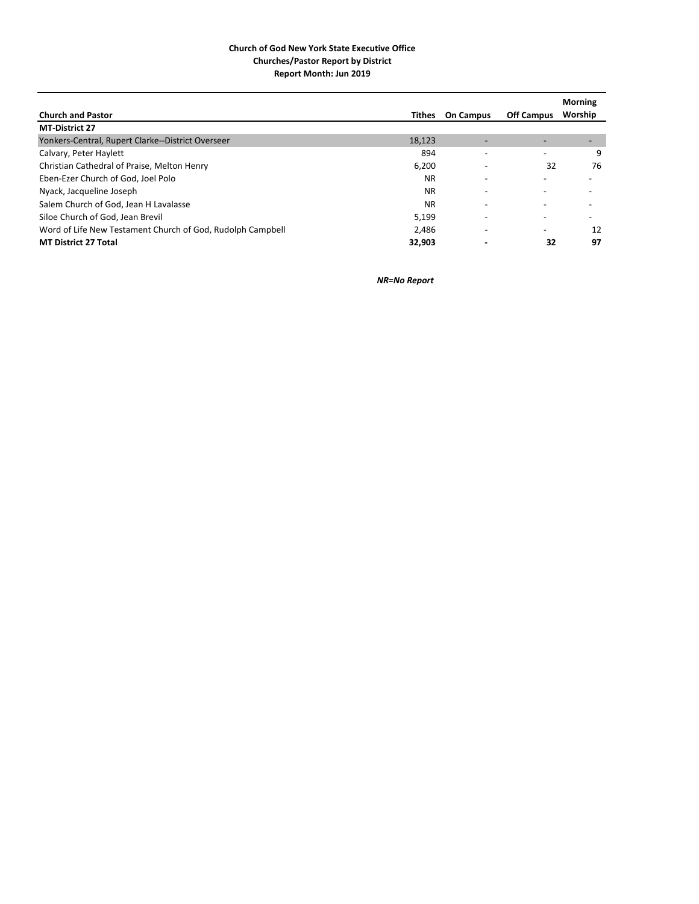**Church of God New York State Executive Office**
**Churches/Pastor Report by District**
**Report Month: Jun 2019**

| Church and Pastor | Tithes | On Campus | Off Campus | Morning Worship |
|---|---|---|---|---|
| **MT-District 27** | | | | |
| Yonkers-Central, Rupert Clarke--District Overseer | 18,123 | - | - | - |
| Calvary, Peter Haylett | 894 | - | - | 9 |
| Christian Cathedral of Praise, Melton Henry | 6,200 | - | 32 | 76 |
| Eben-Ezer Church of God, Joel Polo | NR | - | - | - |
| Nyack, Jacqueline Joseph | NR | - | - | - |
| Salem Church of God, Jean H Lavalasse | NR | - | - | - |
| Siloe Church of God, Jean Brevil | 5,199 | - | - | - |
| Word of Life New Testament Church of God, Rudolph Campbell | 2,486 | - | - | 12 |
| **MT District 27 Total** | **32,903** | **-** | **32** | **97** |

***NR=No Report***